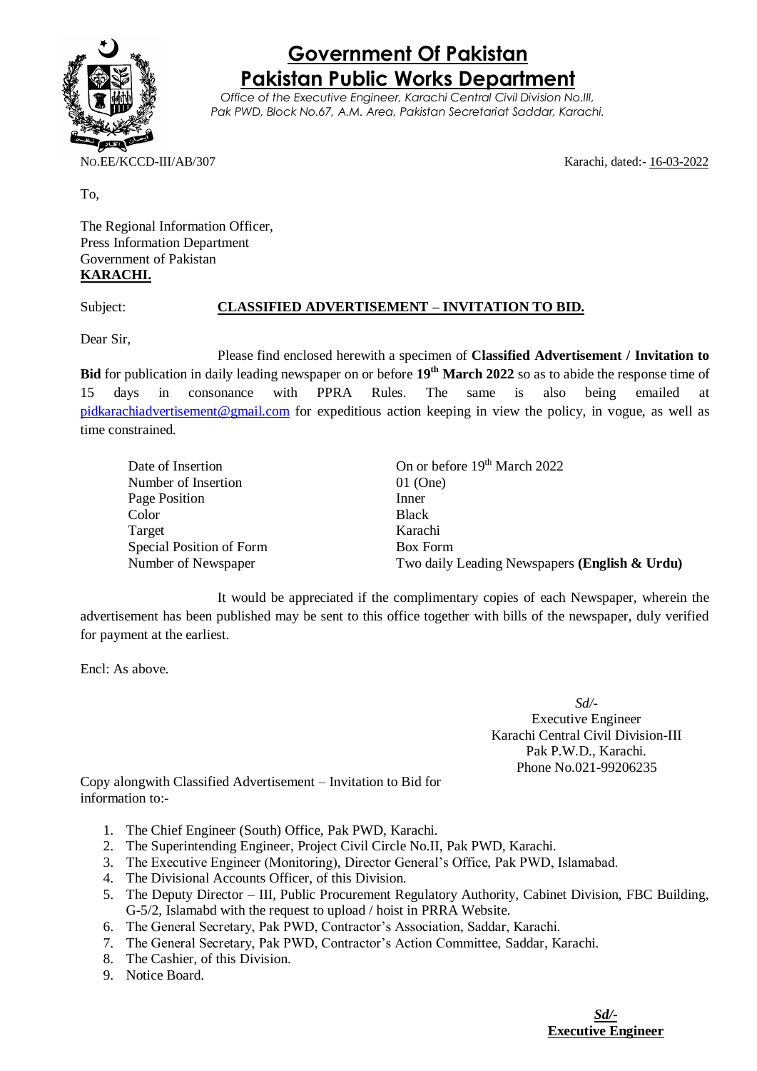# Government Of Pakistan

## Pakistan Public Works Department

*Office of the Executive Engineer, Karachi Central Civil Division No.III, Pak PWD, Block No.67, A.M. Area, Pakistan Secretariat Saddar, Karachi.*

NO.EE/KCCD-III/AB/307 Karachi, dated:- 16-03-2022

To,

The Regional Information Officer,
Press Information Department
Government of Pakistan
**KARACHI.**

Subject: **CLASSIFIED ADVERTISEMENT – INVITATION TO BID.**

Dear Sir,

Please find enclosed herewith a specimen of **Classified Advertisement / Invitation to Bid** for publication in daily leading newspaper on or before **19th March 2022** so as to abide the response time of 15 days in consonance with PPRA Rules. The same is also being emailed at pidkarachiadvertisement@gmail.com for expeditious action keeping in view the policy, in vogue, as well as time constrained.

| | |
|---|---|
| Date of Insertion | On or before 19th March 2022 |
| Number of Insertion | 01 (One) |
| Page Position | Inner |
| Color | Black |
| Target | Karachi |
| Special Position of Form | Box Form |
| Number of Newspaper | Two daily Leading Newspapers **(English & Urdu)** |

It would be appreciated if the complimentary copies of each Newspaper, wherein the advertisement has been published may be sent to this office together with bills of the newspaper, duly verified for payment at the earliest.

Encl: As above.

*Sd/-*
Executive Engineer
Karachi Central Civil Division-III
Pak P.W.D., Karachi.
Phone No.021-99206235

Copy alongwith Classified Advertisement – Invitation to Bid for information to:-

1. The Chief Engineer (South) Office, Pak PWD, Karachi.
2. The Superintending Engineer, Project Civil Circle No.II, Pak PWD, Karachi.
3. The Executive Engineer (Monitoring), Director General's Office, Pak PWD, Islamabad.
4. The Divisional Accounts Officer, of this Division.
5. The Deputy Director – III, Public Procurement Regulatory Authority, Cabinet Division, FBC Building, G-5/2, Islamabd with the request to upload / hoist in PRRA Website.
6. The General Secretary, Pak PWD, Contractor's Association, Saddar, Karachi.
7. The General Secretary, Pak PWD, Contractor's Action Committee, Saddar, Karachi.
8. The Cashier, of this Division.
9. Notice Board.

***Sd/-***
**Executive Engineer**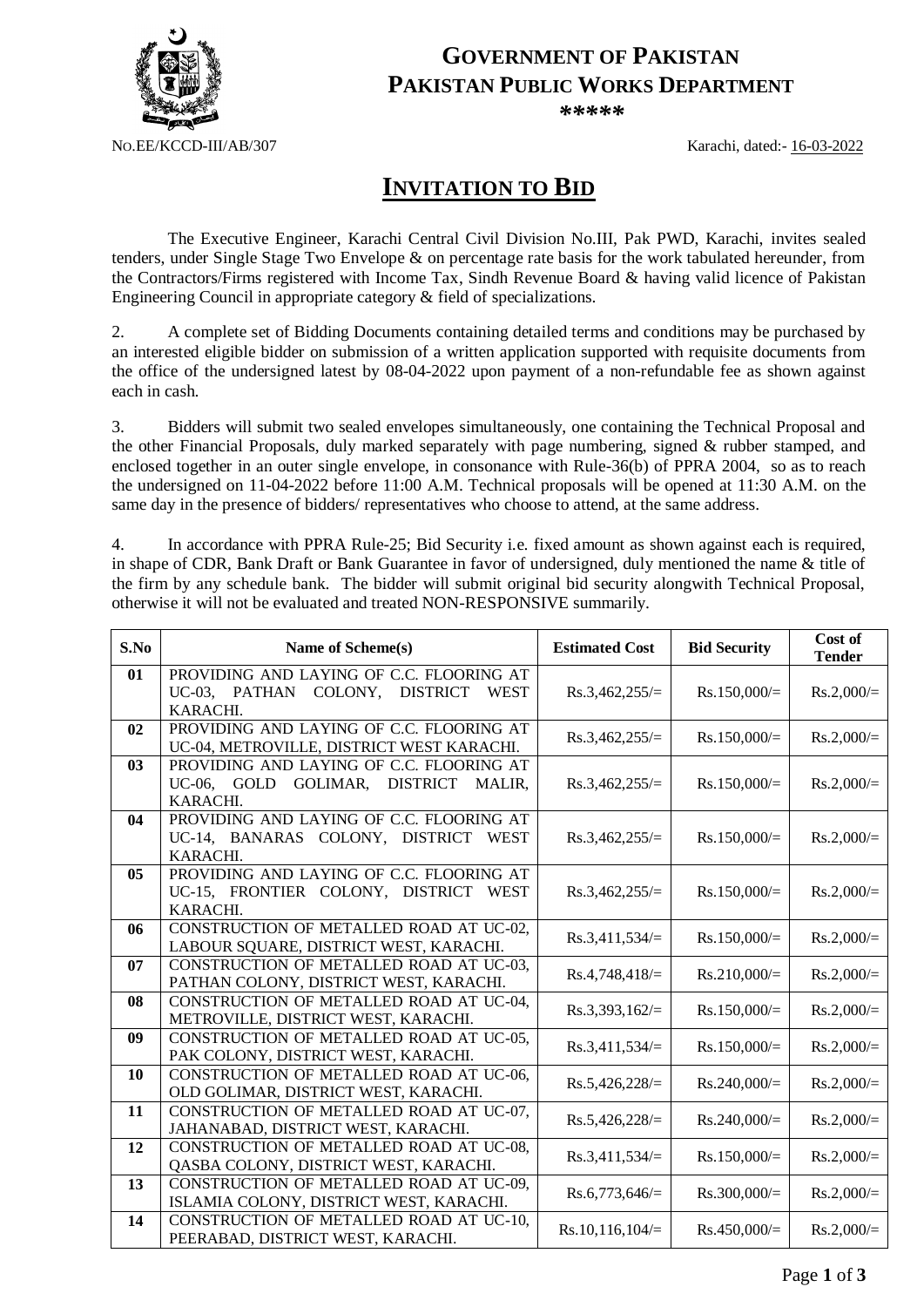# GOVERNMENT OF PAKISTAN
# PAKISTAN PUBLIC WORKS DEPARTMENT

\*\*\*\*\*

NO.EE/KCCD-III/AB/307 Karachi, dated:- 16-03-2022

## INVITATION TO BID

The Executive Engineer, Karachi Central Civil Division No.III, Pak PWD, Karachi, invites sealed tenders, under Single Stage Two Envelope & on percentage rate basis for the work tabulated hereunder, from the Contractors/Firms registered with Income Tax, Sindh Revenue Board & having valid licence of Pakistan Engineering Council in appropriate category & field of specializations.

2. A complete set of Bidding Documents containing detailed terms and conditions may be purchased by an interested eligible bidder on submission of a written application supported with requisite documents from the office of the undersigned latest by 08-04-2022 upon payment of a non-refundable fee as shown against each in cash.

3. Bidders will submit two sealed envelopes simultaneously, one containing the Technical Proposal and the other Financial Proposals, duly marked separately with page numbering, signed & rubber stamped, and enclosed together in an outer single envelope, in consonance with Rule-36(b) of PPRA 2004, so as to reach the undersigned on 11-04-2022 before 11:00 A.M. Technical proposals will be opened at 11:30 A.M. on the same day in the presence of bidders/ representatives who choose to attend, at the same address.

4. In accordance with PPRA Rule-25; Bid Security i.e. fixed amount as shown against each is required, in shape of CDR, Bank Draft or Bank Guarantee in favor of undersigned, duly mentioned the name & title of the firm by any schedule bank. The bidder will submit original bid security alongwith Technical Proposal, otherwise it will not be evaluated and treated NON-RESPONSIVE summarily.

| S.No | Name of Scheme(s) | Estimated Cost | Bid Security | Cost of Tender |
|---|---|---|---|---|
| 01 | PROVIDING AND LAYING OF C.C. FLOORING AT UC-03, PATHAN COLONY, DISTRICT WEST KARACHI. | Rs.3,462,255/= | Rs.150,000/= | Rs.2,000/= |
| 02 | PROVIDING AND LAYING OF C.C. FLOORING AT UC-04, METROVILLE, DISTRICT WEST KARACHI. | Rs.3,462,255/= | Rs.150,000/= | Rs.2,000/= |
| 03 | PROVIDING AND LAYING OF C.C. FLOORING AT UC-06, GOLD GOLIMAR, DISTRICT MALIR, KARACHI. | Rs.3,462,255/= | Rs.150,000/= | Rs.2,000/= |
| 04 | PROVIDING AND LAYING OF C.C. FLOORING AT UC-14, BANARAS COLONY, DISTRICT WEST KARACHI. | Rs.3,462,255/= | Rs.150,000/= | Rs.2,000/= |
| 05 | PROVIDING AND LAYING OF C.C. FLOORING AT UC-15, FRONTIER COLONY, DISTRICT WEST KARACHI. | Rs.3,462,255/= | Rs.150,000/= | Rs.2,000/= |
| 06 | CONSTRUCTION OF METALLED ROAD AT UC-02, LABOUR SQUARE, DISTRICT WEST, KARACHI. | Rs.3,411,534/= | Rs.150,000/= | Rs.2,000/= |
| 07 | CONSTRUCTION OF METALLED ROAD AT UC-03, PATHAN COLONY, DISTRICT WEST, KARACHI. | Rs.4,748,418/= | Rs.210,000/= | Rs.2,000/= |
| 08 | CONSTRUCTION OF METALLED ROAD AT UC-04, METROVILLE, DISTRICT WEST, KARACHI. | Rs.3,393,162/= | Rs.150,000/= | Rs.2,000/= |
| 09 | CONSTRUCTION OF METALLED ROAD AT UC-05, PAK COLONY, DISTRICT WEST, KARACHI. | Rs.3,411,534/= | Rs.150,000/= | Rs.2,000/= |
| 10 | CONSTRUCTION OF METALLED ROAD AT UC-06, OLD GOLIMAR, DISTRICT WEST, KARACHI. | Rs.5,426,228/= | Rs.240,000/= | Rs.2,000/= |
| 11 | CONSTRUCTION OF METALLED ROAD AT UC-07, JAHANABAD, DISTRICT WEST, KARACHI. | Rs.5,426,228/= | Rs.240,000/= | Rs.2,000/= |
| 12 | CONSTRUCTION OF METALLED ROAD AT UC-08, QASBA COLONY, DISTRICT WEST, KARACHI. | Rs.3,411,534/= | Rs.150,000/= | Rs.2,000/= |
| 13 | CONSTRUCTION OF METALLED ROAD AT UC-09, ISLAMIA COLONY, DISTRICT WEST, KARACHI. | Rs.6,773,646/= | Rs.300,000/= | Rs.2,000/= |
| 14 | CONSTRUCTION OF METALLED ROAD AT UC-10, PEERABAD, DISTRICT WEST, KARACHI. | Rs.10,116,104/= | Rs.450,000/= | Rs.2,000/= |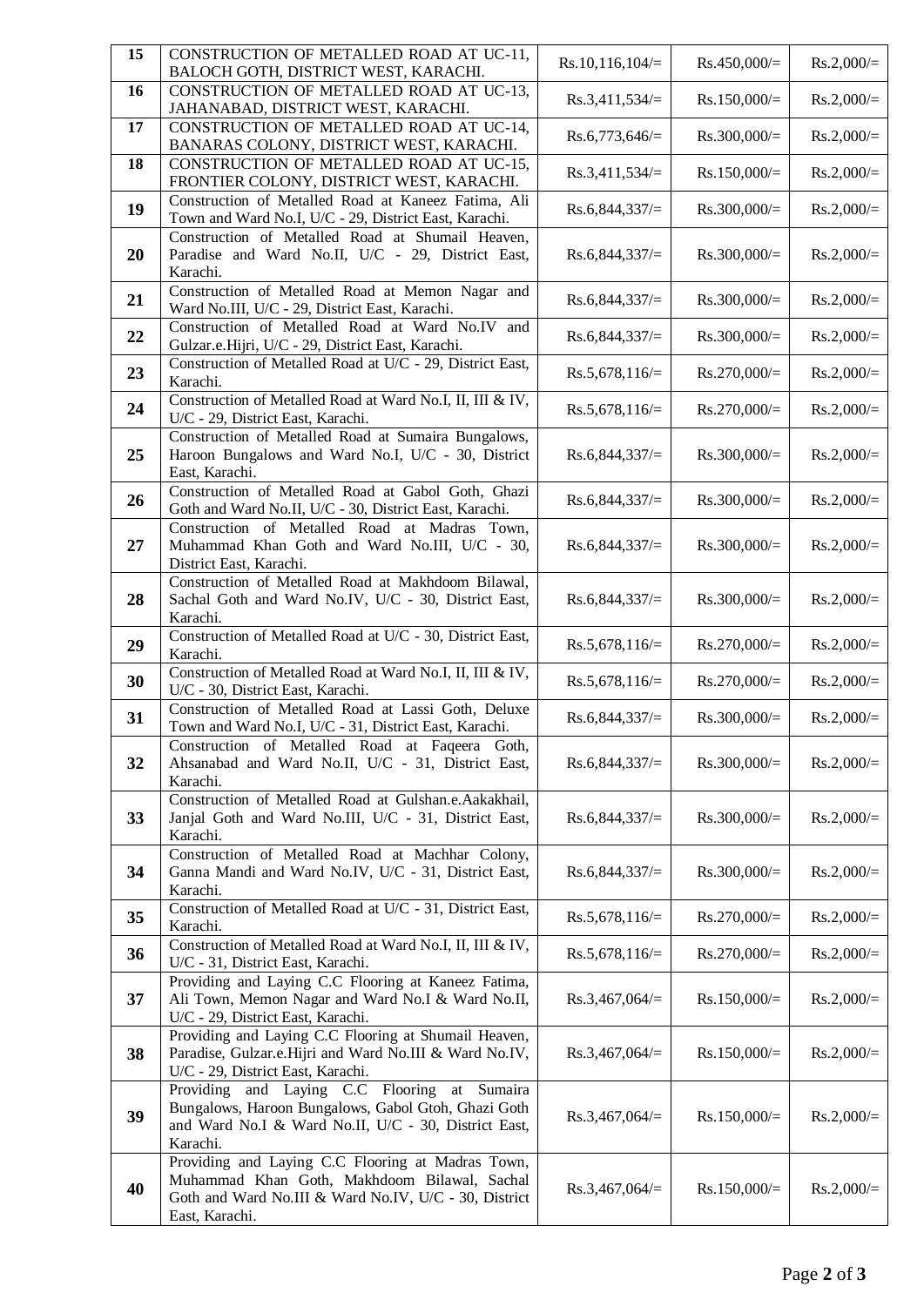| 15 | CONSTRUCTION OF METALLED ROAD AT UC-11, BALOCH GOTH, DISTRICT WEST, KARACHI. | Rs.10,116,104/= | Rs.450,000/= | Rs.2,000/= |
|---|---|---|---|---|
| 16 | CONSTRUCTION OF METALLED ROAD AT UC-13, JAHANABAD, DISTRICT WEST, KARACHI. | Rs.3,411,534/= | Rs.150,000/= | Rs.2,000/= |
| 17 | CONSTRUCTION OF METALLED ROAD AT UC-14, BANARAS COLONY, DISTRICT WEST, KARACHI. | Rs.6,773,646/= | Rs.300,000/= | Rs.2,000/= |
| 18 | CONSTRUCTION OF METALLED ROAD AT UC-15, FRONTIER COLONY, DISTRICT WEST, KARACHI. | Rs.3,411,534/= | Rs.150,000/= | Rs.2,000/= |
| 19 | Construction of Metalled Road at Kaneez Fatima, Ali Town and Ward No.I, U/C - 29, District East, Karachi. | Rs.6,844,337/= | Rs.300,000/= | Rs.2,000/= |
| 20 | Construction of Metalled Road at Shumail Heaven, Paradise and Ward No.II, U/C - 29, District East, Karachi. | Rs.6,844,337/= | Rs.300,000/= | Rs.2,000/= |
| 21 | Construction of Metalled Road at Memon Nagar and Ward No.III, U/C - 29, District East, Karachi. | Rs.6,844,337/= | Rs.300,000/= | Rs.2,000/= |
| 22 | Construction of Metalled Road at Ward No.IV and Gulzar.e.Hijri, U/C - 29, District East, Karachi. | Rs.6,844,337/= | Rs.300,000/= | Rs.2,000/= |
| 23 | Construction of Metalled Road at U/C - 29, District East, Karachi. | Rs.5,678,116/= | Rs.270,000/= | Rs.2,000/= |
| 24 | Construction of Metalled Road at Ward No.I, II, III & IV, U/C - 29, District East, Karachi. | Rs.5,678,116/= | Rs.270,000/= | Rs.2,000/= |
| 25 | Construction of Metalled Road at Sumaira Bungalows, Haroon Bungalows and Ward No.I, U/C - 30, District East, Karachi. | Rs.6,844,337/= | Rs.300,000/= | Rs.2,000/= |
| 26 | Construction of Metalled Road at Gabol Goth, Ghazi Goth and Ward No.II, U/C - 30, District East, Karachi. | Rs.6,844,337/= | Rs.300,000/= | Rs.2,000/= |
| 27 | Construction of Metalled Road at Madras Town, Muhammad Khan Goth and Ward No.III, U/C - 30, District East, Karachi. | Rs.6,844,337/= | Rs.300,000/= | Rs.2,000/= |
| 28 | Construction of Metalled Road at Makhdoom Bilawal, Sachal Goth and Ward No.IV, U/C - 30, District East, Karachi. | Rs.6,844,337/= | Rs.300,000/= | Rs.2,000/= |
| 29 | Construction of Metalled Road at U/C - 30, District East, Karachi. | Rs.5,678,116/= | Rs.270,000/= | Rs.2,000/= |
| 30 | Construction of Metalled Road at Ward No.I, II, III & IV, U/C - 30, District East, Karachi. | Rs.5,678,116/= | Rs.270,000/= | Rs.2,000/= |
| 31 | Construction of Metalled Road at Lassi Goth, Deluxe Town and Ward No.I, U/C - 31, District East, Karachi. | Rs.6,844,337/= | Rs.300,000/= | Rs.2,000/= |
| 32 | Construction of Metalled Road at Faqeera Goth, Ahsanabad and Ward No.II, U/C - 31, District East, Karachi. | Rs.6,844,337/= | Rs.300,000/= | Rs.2,000/= |
| 33 | Construction of Metalled Road at Gulshan.e.Aakakhail, Janjal Goth and Ward No.III, U/C - 31, District East, Karachi. | Rs.6,844,337/= | Rs.300,000/= | Rs.2,000/= |
| 34 | Construction of Metalled Road at Machhar Colony, Ganna Mandi and Ward No.IV, U/C - 31, District East, Karachi. | Rs.6,844,337/= | Rs.300,000/= | Rs.2,000/= |
| 35 | Construction of Metalled Road at U/C - 31, District East, Karachi. | Rs.5,678,116/= | Rs.270,000/= | Rs.2,000/= |
| 36 | Construction of Metalled Road at Ward No.I, II, III & IV, U/C - 31, District East, Karachi. | Rs.5,678,116/= | Rs.270,000/= | Rs.2,000/= |
| 37 | Providing and Laying C.C Flooring at Kaneez Fatima, Ali Town, Memon Nagar and Ward No.I & Ward No.II, U/C - 29, District East, Karachi. | Rs.3,467,064/= | Rs.150,000/= | Rs.2,000/= |
| 38 | Providing and Laying C.C Flooring at Shumail Heaven, Paradise, Gulzar.e.Hijri and Ward No.III & Ward No.IV, U/C - 29, District East, Karachi. | Rs.3,467,064/= | Rs.150,000/= | Rs.2,000/= |
| 39 | Providing and Laying C.C Flooring at Sumaira Bungalows, Haroon Bungalows, Gabol Gtoh, Ghazi Goth and Ward No.I & Ward No.II, U/C - 30, District East, Karachi. | Rs.3,467,064/= | Rs.150,000/= | Rs.2,000/= |
| 40 | Providing and Laying C.C Flooring at Madras Town, Muhammad Khan Goth, Makhdoom Bilawal, Sachal Goth and Ward No.III & Ward No.IV, U/C - 30, District East, Karachi. | Rs.3,467,064/= | Rs.150,000/= | Rs.2,000/= |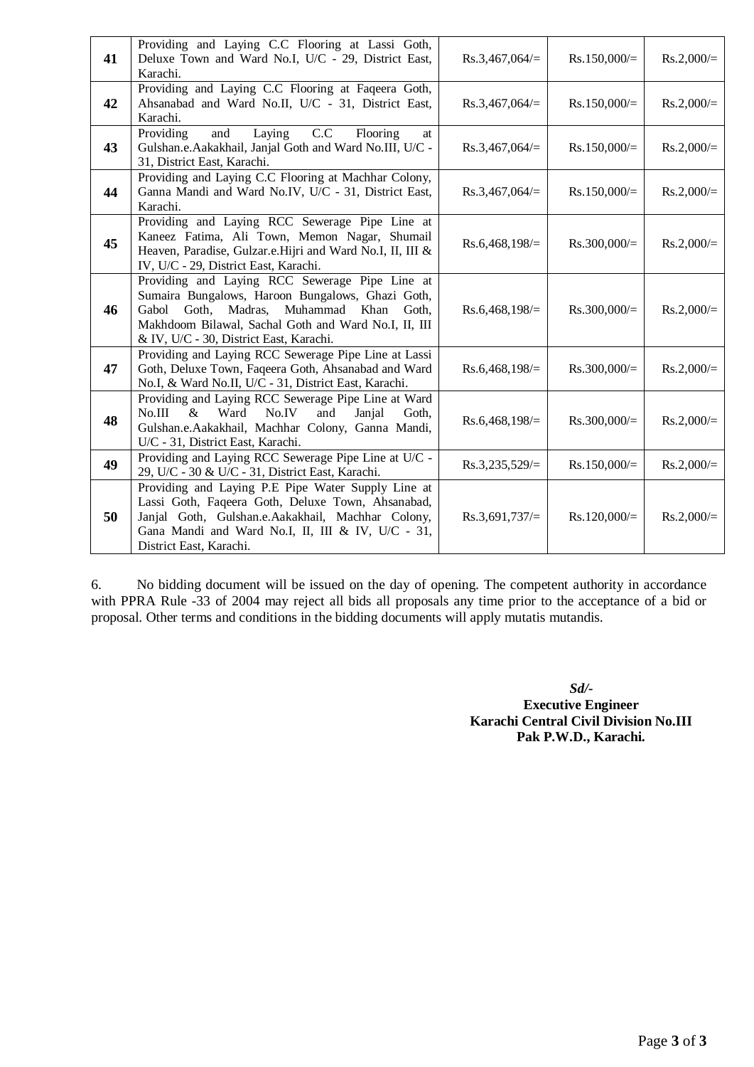| | | | | |
|---|---|---|---|---|
| **41** | Providing and Laying C.C Flooring at Lassi Goth, Deluxe Town and Ward No.I, U/C - 29, District East, Karachi. | Rs.3,467,064/= | Rs.150,000/= | Rs.2,000/= |
| **42** | Providing and Laying C.C Flooring at Faqeera Goth, Ahsanabad and Ward No.II, U/C - 31, District East, Karachi. | Rs.3,467,064/= | Rs.150,000/= | Rs.2,000/= |
| **43** | Providing and Laying C.C Flooring at Gulshan.e.Aakakhail, Janjal Goth and Ward No.III, U/C - 31, District East, Karachi. | Rs.3,467,064/= | Rs.150,000/= | Rs.2,000/= |
| **44** | Providing and Laying C.C Flooring at Machhar Colony, Ganna Mandi and Ward No.IV, U/C - 31, District East, Karachi. | Rs.3,467,064/= | Rs.150,000/= | Rs.2,000/= |
| **45** | Providing and Laying RCC Sewerage Pipe Line at Kaneez Fatima, Ali Town, Memon Nagar, Shumail Heaven, Paradise, Gulzar.e.Hijri and Ward No.I, II, III & IV, U/C - 29, District East, Karachi. | Rs.6,468,198/= | Rs.300,000/= | Rs.2,000/= |
| **46** | Providing and Laying RCC Sewerage Pipe Line at Sumaira Bungalows, Haroon Bungalows, Ghazi Goth, Gabol Goth, Madras, Muhammad Khan Goth, Makhdoom Bilawal, Sachal Goth and Ward No.I, II, III & IV, U/C - 30, District East, Karachi. | Rs.6,468,198/= | Rs.300,000/= | Rs.2,000/= |
| **47** | Providing and Laying RCC Sewerage Pipe Line at Lassi Goth, Deluxe Town, Faqeera Goth, Ahsanabad and Ward No.I, & Ward No.II, U/C - 31, District East, Karachi. | Rs.6,468,198/= | Rs.300,000/= | Rs.2,000/= |
| **48** | Providing and Laying RCC Sewerage Pipe Line at Ward No.III & Ward No.IV and Janjal Goth, Gulshan.e.Aakakhail, Machhar Colony, Ganna Mandi, U/C - 31, District East, Karachi. | Rs.6,468,198/= | Rs.300,000/= | Rs.2,000/= |
| **49** | Providing and Laying RCC Sewerage Pipe Line at U/C - 29, U/C - 30 & U/C - 31, District East, Karachi. | Rs.3,235,529/= | Rs.150,000/= | Rs.2,000/= |
| **50** | Providing and Laying P.E Pipe Water Supply Line at Lassi Goth, Faqeera Goth, Deluxe Town, Ahsanabad, Janjal Goth, Gulshan.e.Aakakhail, Machhar Colony, Gana Mandi and Ward No.I, II, III & IV, U/C - 31, District East, Karachi. | Rs.3,691,737/= | Rs.120,000/= | Rs.2,000/= |

6. No bidding document will be issued on the day of opening. The competent authority in accordance with PPRA Rule -33 of 2004 may reject all bids all proposals any time prior to the acceptance of a bid or proposal. Other terms and conditions in the bidding documents will apply mutatis mutandis.

***Sd/-***
**Executive Engineer**
**Karachi Central Civil Division No.III**
**Pak P.W.D., Karachi.**